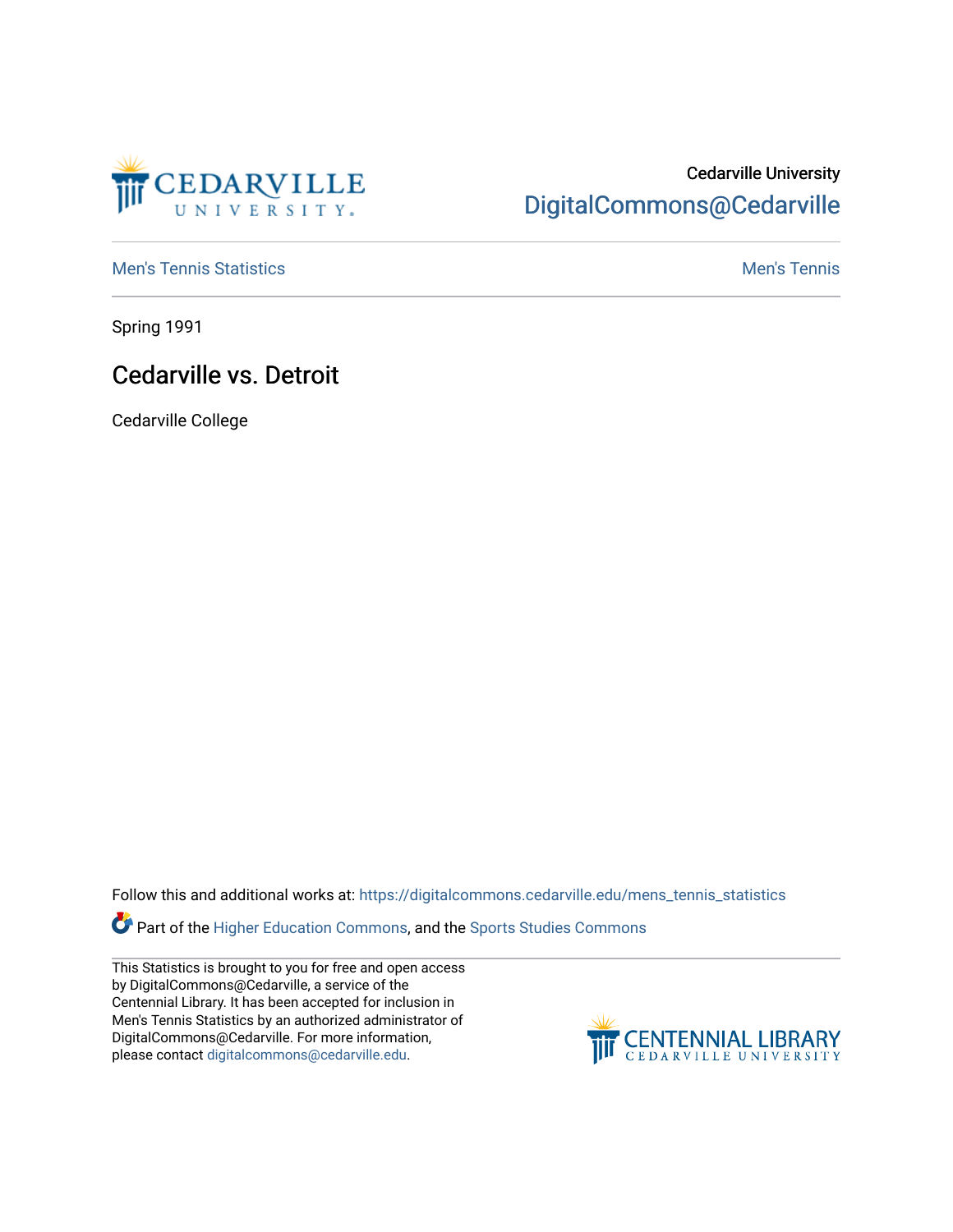Cedarville University
DigitalCommons@Cedarville

Men's Tennis Statistics | Men's Tennis

Spring 1991

# Cedarville vs. Detroit

Cedarville College

Follow this and additional works at: https://digitalcommons.cedarville.edu/mens_tennis_statistics

Part of the Higher Education Commons, and the Sports Studies Commons

This Statistics is brought to you for free and open access by DigitalCommons@Cedarville, a service of the Centennial Library. It has been accepted for inclusion in Men's Tennis Statistics by an authorized administrator of DigitalCommons@Cedarville. For more information, please contact digitalcommons@cedarville.edu.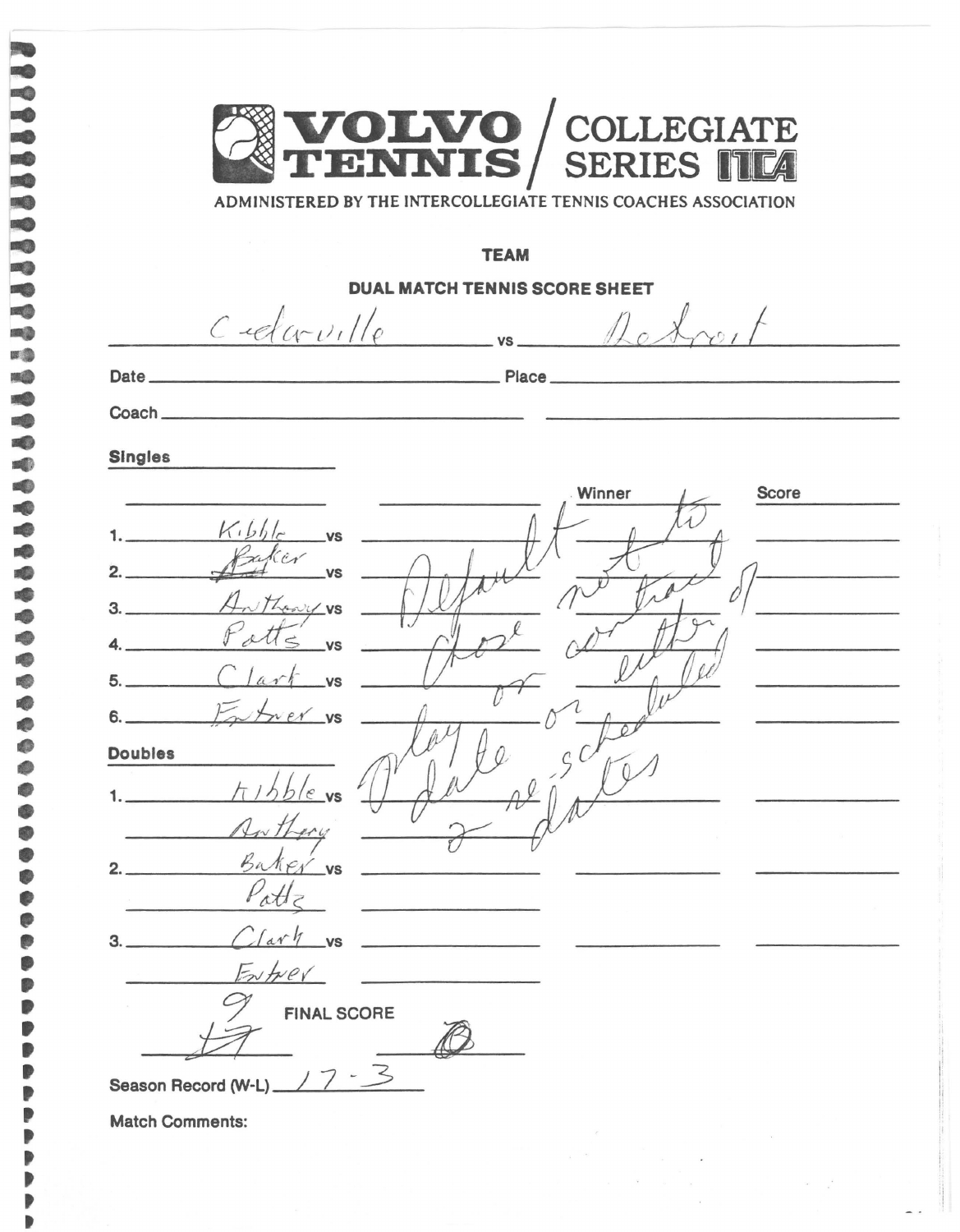# VOLVO TENNIS / COLLEGIATE SERIES ITCA

ADMINISTERED BY THE INTERCOLLEGIATE TENNIS COACHES ASSOCIATION

**TEAM**

**DUAL MATCH TENNIS SCORE SHEET**

Cedarville vs Detroit

Date ______ Place ______

Coach ______

**Singles**

| | | | Winner | Score |
|---|---|---|---|---|
| 1. | Kibble | vs | | |
| 2. | Baker | vs | | |
| 3. | Anthony | vs | | |
| 4. | Potts | vs | | |
| 5. | Clark | vs | | |
| 6. | Entner | vs | | |

**Doubles**

| | | | Winner | Score |
|---|---|---|---|---|
| 1. | Kibble / Anthony | vs | | |
| 2. | Baker / Potts | vs | | |
| 3. | Clark / Entner | vs | | |

*(handwritten across the sheet:)* Default not to Detroit - chose not to play on either date or rescheduled dates

FINAL SCORE

~~17~~ 9 &nbsp;&nbsp;&nbsp;&nbsp; 0

Season Record (W-L) 17-3

Match Comments: